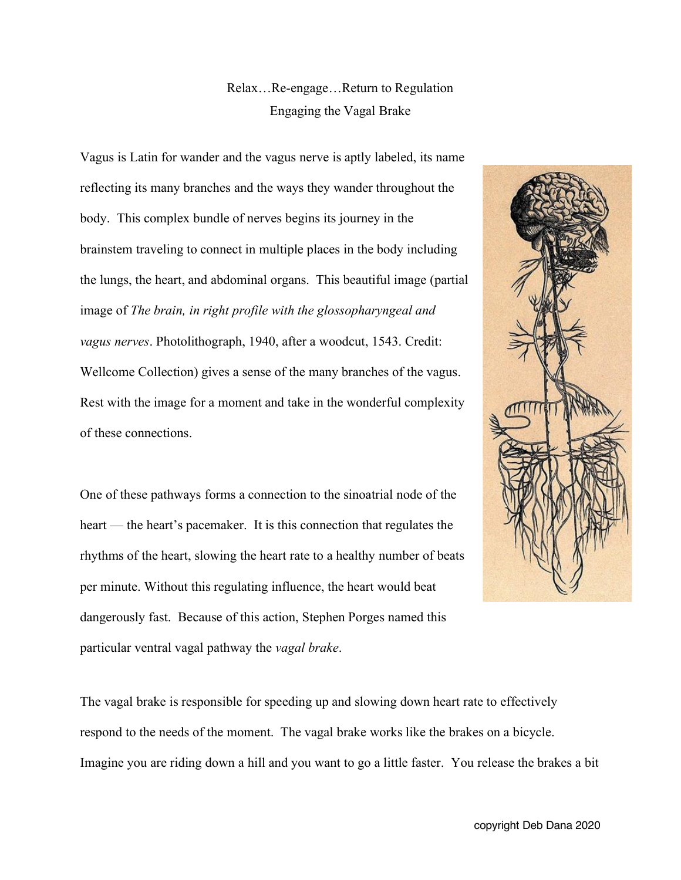# Relax…Re-engage…Return to Regulation
## Engaging the Vagal Brake

Vagus is Latin for wander and the vagus nerve is aptly labeled, its name reflecting its many branches and the ways they wander throughout the body. This complex bundle of nerves begins its journey in the brainstem traveling to connect in multiple places in the body including the lungs, the heart, and abdominal organs. This beautiful image (partial image of *The brain, in right profile with the glossopharyngeal and vagus nerves*. Photolithograph, 1940, after a woodcut, 1543. Credit: Wellcome Collection) gives a sense of the many branches of the vagus. Rest with the image for a moment and take in the wonderful complexity of these connections.

One of these pathways forms a connection to the sinoatrial node of the heart — the heart's pacemaker. It is this connection that regulates the rhythms of the heart, slowing the heart rate to a healthy number of beats per minute. Without this regulating influence, the heart would beat dangerously fast. Because of this action, Stephen Porges named this particular ventral vagal pathway the *vagal brake*.

The vagal brake is responsible for speeding up and slowing down heart rate to effectively respond to the needs of the moment. The vagal brake works like the brakes on a bicycle. Imagine you are riding down a hill and you want to go a little faster. You release the brakes a bit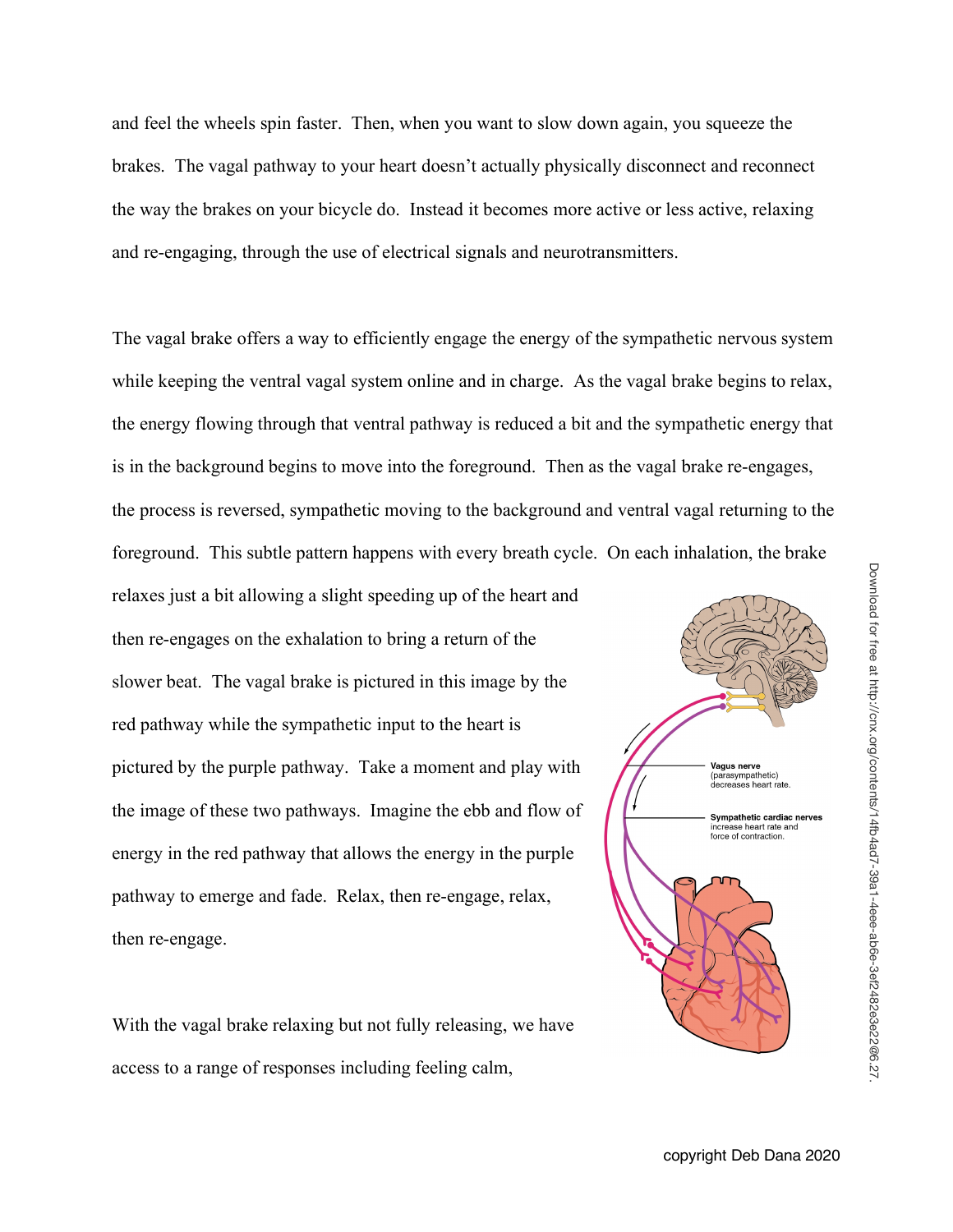and feel the wheels spin faster. Then, when you want to slow down again, you squeeze the brakes. The vagal pathway to your heart doesn't actually physically disconnect and reconnect the way the brakes on your bicycle do. Instead it becomes more active or less active, relaxing and re-engaging, through the use of electrical signals and neurotransmitters.

The vagal brake offers a way to efficiently engage the energy of the sympathetic nervous system while keeping the ventral vagal system online and in charge. As the vagal brake begins to relax, the energy flowing through that ventral pathway is reduced a bit and the sympathetic energy that is in the background begins to move into the foreground. Then as the vagal brake re-engages, the process is reversed, sympathetic moving to the background and ventral vagal returning to the foreground. This subtle pattern happens with every breath cycle. On each inhalation, the brake relaxes just a bit allowing a slight speeding up of the heart and then re-engages on the exhalation to bring a return of the slower beat. The vagal brake is pictured in this image by the red pathway while the sympathetic input to the heart is pictured by the purple pathway. Take a moment and play with the image of these two pathways. Imagine the ebb and flow of energy in the red pathway that allows the energy in the purple pathway to emerge and fade. Relax, then re-engage, relax, then re-engage.

With the vagal brake relaxing but not fully releasing, we have access to a range of responses including feeling calm,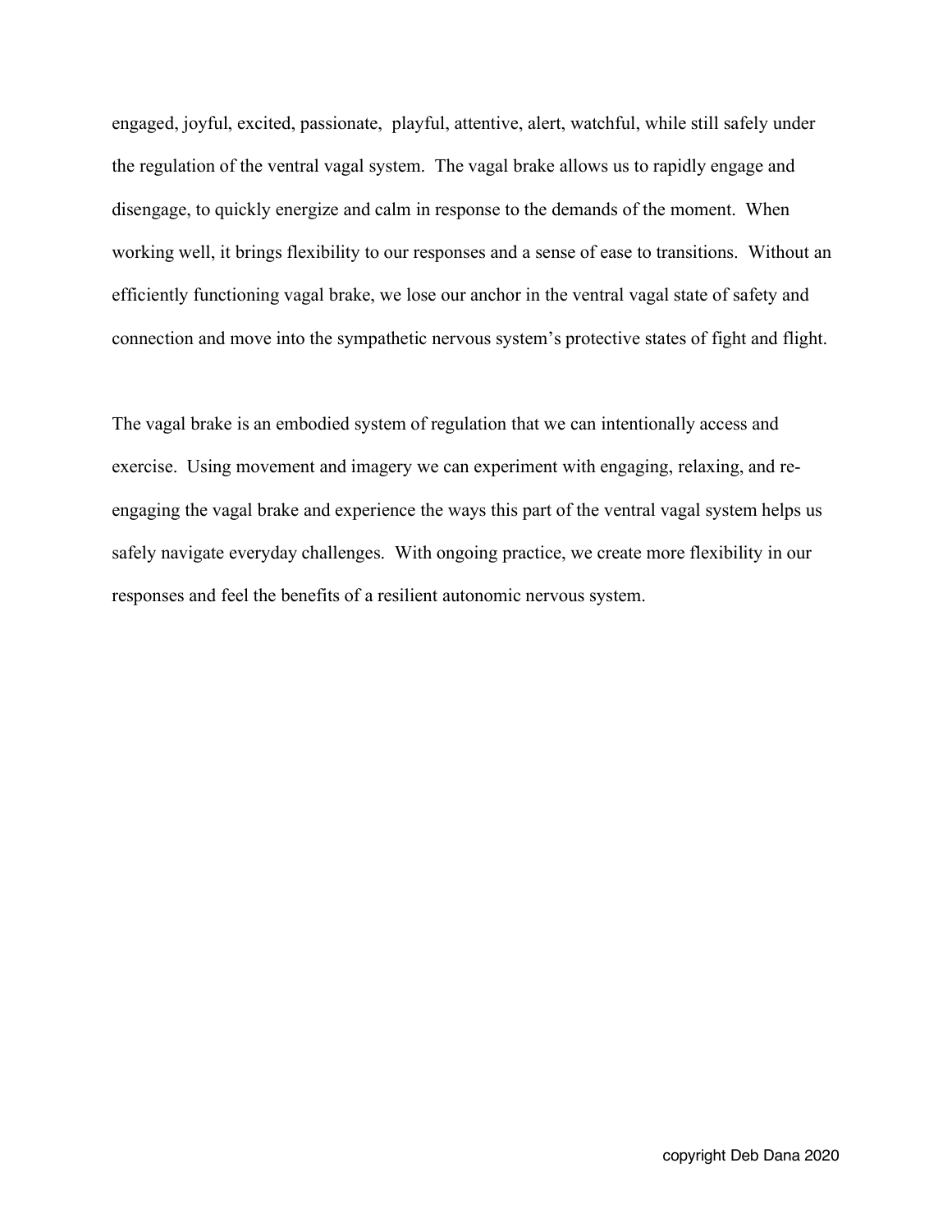engaged, joyful, excited, passionate, playful, attentive, alert, watchful, while still safely under the regulation of the ventral vagal system. The vagal brake allows us to rapidly engage and disengage, to quickly energize and calm in response to the demands of the moment. When working well, it brings flexibility to our responses and a sense of ease to transitions. Without an efficiently functioning vagal brake, we lose our anchor in the ventral vagal state of safety and connection and move into the sympathetic nervous system's protective states of fight and flight.

The vagal brake is an embodied system of regulation that we can intentionally access and exercise. Using movement and imagery we can experiment with engaging, relaxing, and re-engaging the vagal brake and experience the ways this part of the ventral vagal system helps us safely navigate everyday challenges. With ongoing practice, we create more flexibility in our responses and feel the benefits of a resilient autonomic nervous system.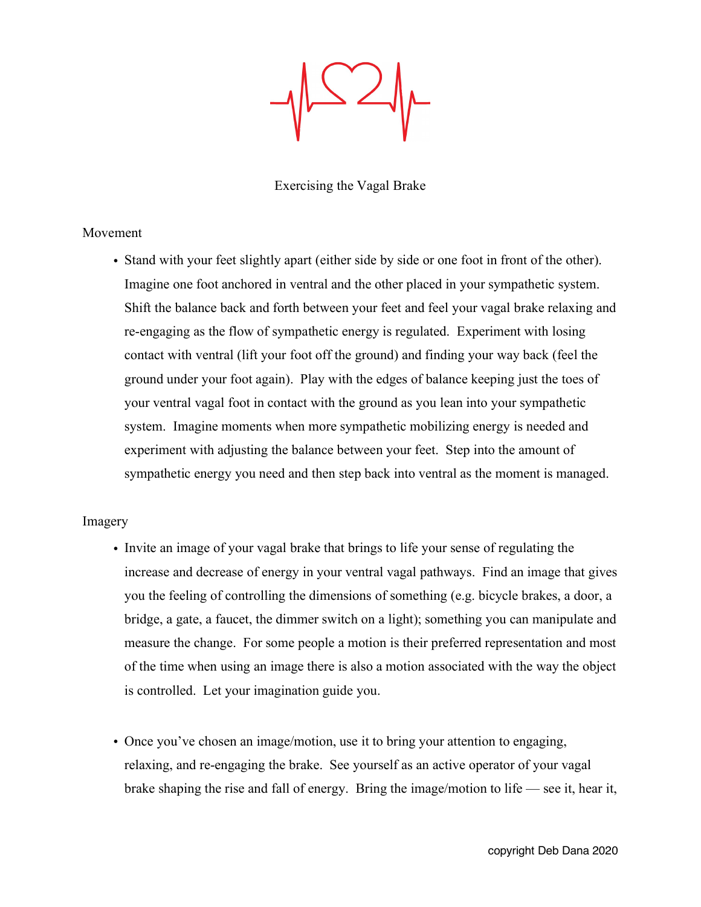## Exercising the Vagal Brake

### Movement

- Stand with your feet slightly apart (either side by side or one foot in front of the other). Imagine one foot anchored in ventral and the other placed in your sympathetic system. Shift the balance back and forth between your feet and feel your vagal brake relaxing and re-engaging as the flow of sympathetic energy is regulated. Experiment with losing contact with ventral (lift your foot off the ground) and finding your way back (feel the ground under your foot again). Play with the edges of balance keeping just the toes of your ventral vagal foot in contact with the ground as you lean into your sympathetic system. Imagine moments when more sympathetic mobilizing energy is needed and experiment with adjusting the balance between your feet. Step into the amount of sympathetic energy you need and then step back into ventral as the moment is managed.

### Imagery

- Invite an image of your vagal brake that brings to life your sense of regulating the increase and decrease of energy in your ventral vagal pathways. Find an image that gives you the feeling of controlling the dimensions of something (e.g. bicycle brakes, a door, a bridge, a gate, a faucet, the dimmer switch on a light); something you can manipulate and measure the change. For some people a motion is their preferred representation and most of the time when using an image there is also a motion associated with the way the object is controlled. Let your imagination guide you.

- Once you've chosen an image/motion, use it to bring your attention to engaging, relaxing, and re-engaging the brake. See yourself as an active operator of your vagal brake shaping the rise and fall of energy. Bring the image/motion to life — see it, hear it,

copyright Deb Dana 2020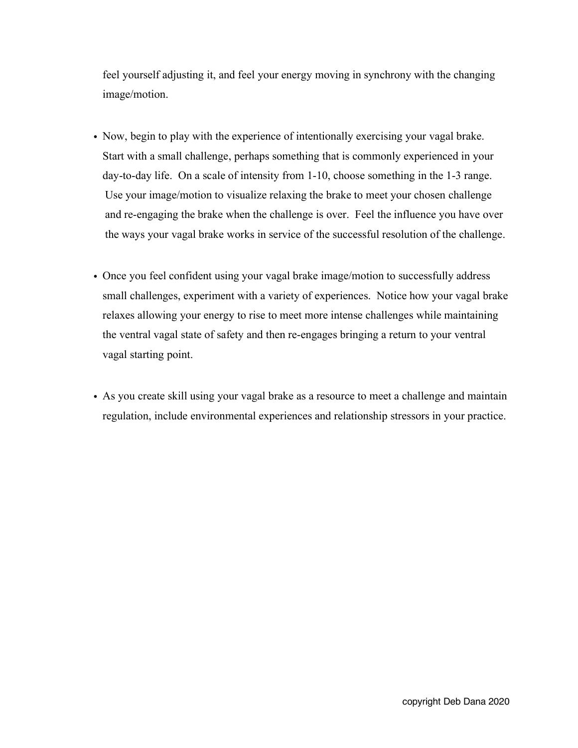feel yourself adjusting it, and feel your energy moving in synchrony with the changing image/motion.

- Now, begin to play with the experience of intentionally exercising your vagal brake. Start with a small challenge, perhaps something that is commonly experienced in your day-to-day life. On a scale of intensity from 1-10, choose something in the 1-3 range. Use your image/motion to visualize relaxing the brake to meet your chosen challenge and re-engaging the brake when the challenge is over. Feel the influence you have over the ways your vagal brake works in service of the successful resolution of the challenge.

- Once you feel confident using your vagal brake image/motion to successfully address small challenges, experiment with a variety of experiences. Notice how your vagal brake relaxes allowing your energy to rise to meet more intense challenges while maintaining the ventral vagal state of safety and then re-engages bringing a return to your ventral vagal starting point.

- As you create skill using your vagal brake as a resource to meet a challenge and maintain regulation, include environmental experiences and relationship stressors in your practice.

copyright Deb Dana 2020